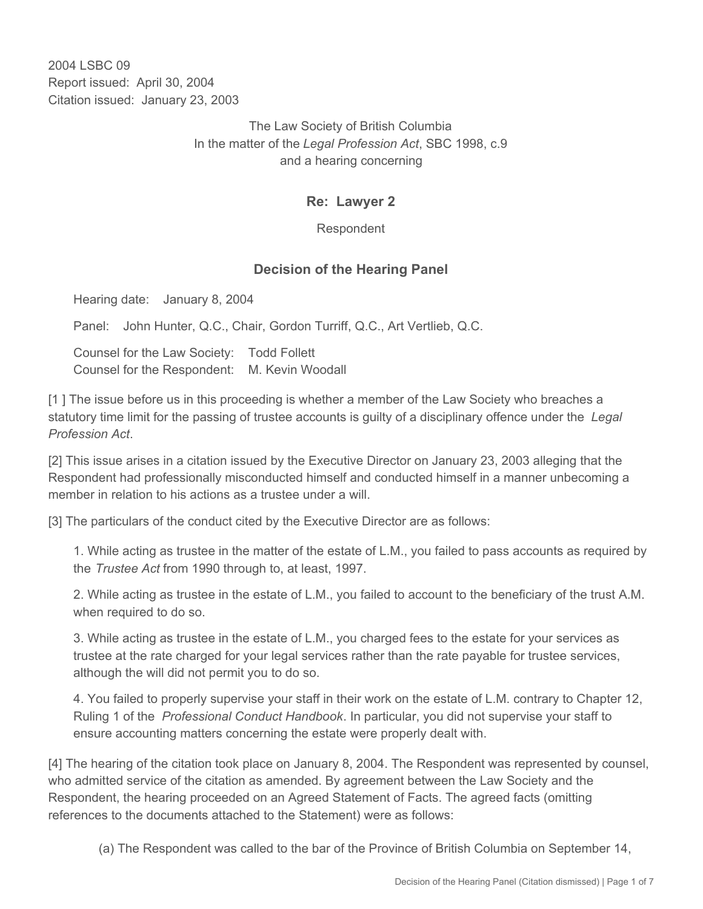2004 LSBC 09
Report issued: April 30, 2004
Citation issued: January 23, 2003

The Law Society of British Columbia
In the matter of the *Legal Profession Act*, SBC 1998, c.9
and a hearing concerning

## Re: Lawyer 2

Respondent

## Decision of the Hearing Panel

Hearing date: January 8, 2004

Panel: John Hunter, Q.C., Chair, Gordon Turriff, Q.C., Art Vertlieb, Q.C.

Counsel for the Law Society: Todd Follett
Counsel for the Respondent: M. Kevin Woodall

[1 ] The issue before us in this proceeding is whether a member of the Law Society who breaches a statutory time limit for the passing of trustee accounts is guilty of a disciplinary offence under the *Legal Profession Act*.

[2] This issue arises in a citation issued by the Executive Director on January 23, 2003 alleging that the Respondent had professionally misconducted himself and conducted himself in a manner unbecoming a member in relation to his actions as a trustee under a will.

[3] The particulars of the conduct cited by the Executive Director are as follows:

1. While acting as trustee in the matter of the estate of L.M., you failed to pass accounts as required by the *Trustee Act* from 1990 through to, at least, 1997.

2. While acting as trustee in the estate of L.M., you failed to account to the beneficiary of the trust A.M. when required to do so.

3. While acting as trustee in the estate of L.M., you charged fees to the estate for your services as trustee at the rate charged for your legal services rather than the rate payable for trustee services, although the will did not permit you to do so.

4. You failed to properly supervise your staff in their work on the estate of L.M. contrary to Chapter 12, Ruling 1 of the *Professional Conduct Handbook*. In particular, you did not supervise your staff to ensure accounting matters concerning the estate were properly dealt with.

[4] The hearing of the citation took place on January 8, 2004. The Respondent was represented by counsel, who admitted service of the citation as amended. By agreement between the Law Society and the Respondent, the hearing proceeded on an Agreed Statement of Facts. The agreed facts (omitting references to the documents attached to the Statement) were as follows:

(a) The Respondent was called to the bar of the Province of British Columbia on September 14,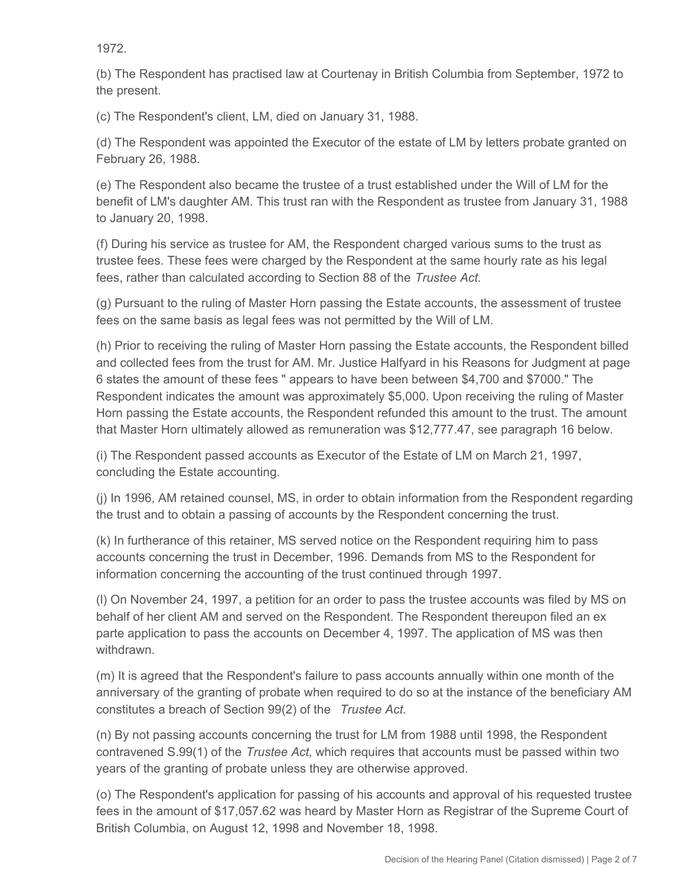1972.

(b) The Respondent has practised law at Courtenay in British Columbia from September, 1972 to the present.

(c) The Respondent's client, LM, died on January 31, 1988.

(d) The Respondent was appointed the Executor of the estate of LM by letters probate granted on February 26, 1988.

(e) The Respondent also became the trustee of a trust established under the Will of LM for the benefit of LM's daughter AM. This trust ran with the Respondent as trustee from January 31, 1988 to January 20, 1998.

(f) During his service as trustee for AM, the Respondent charged various sums to the trust as trustee fees. These fees were charged by the Respondent at the same hourly rate as his legal fees, rather than calculated according to Section 88 of the *Trustee Act.*

(g) Pursuant to the ruling of Master Horn passing the Estate accounts, the assessment of trustee fees on the same basis as legal fees was not permitted by the Will of LM.

(h) Prior to receiving the ruling of Master Horn passing the Estate accounts, the Respondent billed and collected fees from the trust for AM. Mr. Justice Halfyard in his Reasons for Judgment at page 6 states the amount of these fees " appears to have been between $4,700 and $7000." The Respondent indicates the amount was approximately $5,000. Upon receiving the ruling of Master Horn passing the Estate accounts, the Respondent refunded this amount to the trust. The amount that Master Horn ultimately allowed as remuneration was $12,777.47, see paragraph 16 below.

(i) The Respondent passed accounts as Executor of the Estate of LM on March 21, 1997, concluding the Estate accounting.

(j) In 1996, AM retained counsel, MS, in order to obtain information from the Respondent regarding the trust and to obtain a passing of accounts by the Respondent concerning the trust.

(k) In furtherance of this retainer, MS served notice on the Respondent requiring him to pass accounts concerning the trust in December, 1996. Demands from MS to the Respondent for information concerning the accounting of the trust continued through 1997.

(l) On November 24, 1997, a petition for an order to pass the trustee accounts was filed by MS on behalf of her client AM and served on the Respondent. The Respondent thereupon filed an ex parte application to pass the accounts on December 4, 1997. The application of MS was then withdrawn.

(m) It is agreed that the Respondent's failure to pass accounts annually within one month of the anniversary of the granting of probate when required to do so at the instance of the beneficiary AM constitutes a breach of Section 99(2) of the *Trustee Act*.

(n) By not passing accounts concerning the trust for LM from 1988 until 1998, the Respondent contravened S.99(1) of the *Trustee Act*, which requires that accounts must be passed within two years of the granting of probate unless they are otherwise approved.

(o) The Respondent's application for passing of his accounts and approval of his requested trustee fees in the amount of $17,057.62 was heard by Master Horn as Registrar of the Supreme Court of British Columbia, on August 12, 1998 and November 18, 1998.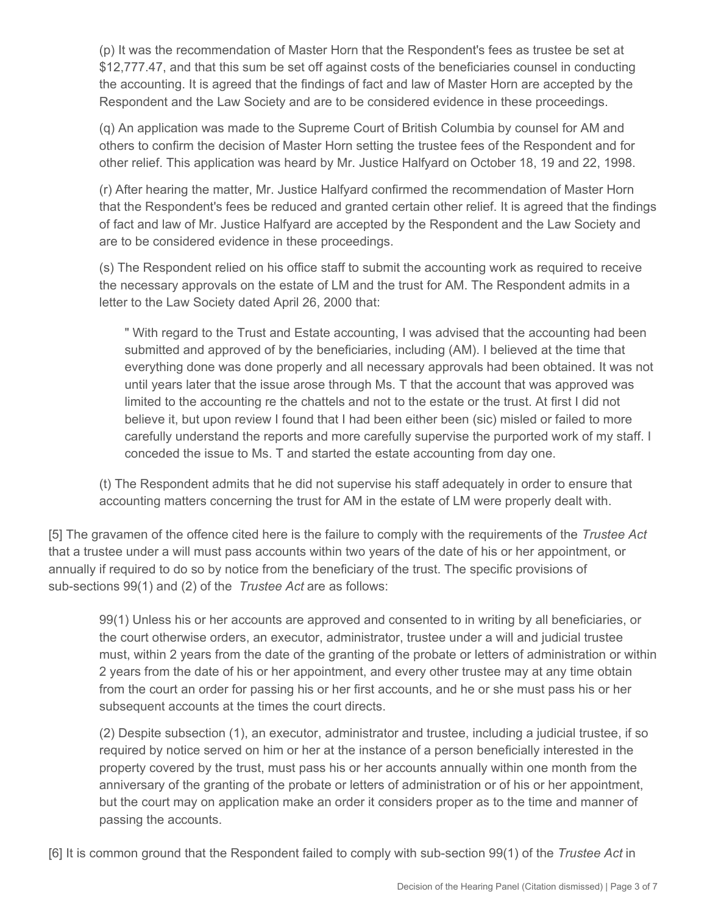(p) It was the recommendation of Master Horn that the Respondent's fees as trustee be set at $12,777.47, and that this sum be set off against costs of the beneficiaries counsel in conducting the accounting. It is agreed that the findings of fact and law of Master Horn are accepted by the Respondent and the Law Society and are to be considered evidence in these proceedings.

(q) An application was made to the Supreme Court of British Columbia by counsel for AM and others to confirm the decision of Master Horn setting the trustee fees of the Respondent and for other relief. This application was heard by Mr. Justice Halfyard on October 18, 19 and 22, 1998.

(r) After hearing the matter, Mr. Justice Halfyard confirmed the recommendation of Master Horn that the Respondent's fees be reduced and granted certain other relief. It is agreed that the findings of fact and law of Mr. Justice Halfyard are accepted by the Respondent and the Law Society and are to be considered evidence in these proceedings.

(s) The Respondent relied on his office staff to submit the accounting work as required to receive the necessary approvals on the estate of LM and the trust for AM. The Respondent admits in a letter to the Law Society dated April 26, 2000 that:

> " With regard to the Trust and Estate accounting, I was advised that the accounting had been submitted and approved of by the beneficiaries, including (AM). I believed at the time that everything done was done properly and all necessary approvals had been obtained. It was not until years later that the issue arose through Ms. T that the account that was approved was limited to the accounting re the chattels and not to the estate or the trust. At first I did not believe it, but upon review I found that I had been either been (sic) misled or failed to more carefully understand the reports and more carefully supervise the purported work of my staff. I conceded the issue to Ms. T and started the estate accounting from day one.

(t) The Respondent admits that he did not supervise his staff adequately in order to ensure that accounting matters concerning the trust for AM in the estate of LM were properly dealt with.

[5] The gravamen of the offence cited here is the failure to comply with the requirements of the *Trustee Act* that a trustee under a will must pass accounts within two years of the date of his or her appointment, or annually if required to do so by notice from the beneficiary of the trust. The specific provisions of sub-sections 99(1) and (2) of the *Trustee Act* are as follows:

> 99(1) Unless his or her accounts are approved and consented to in writing by all beneficiaries, or the court otherwise orders, an executor, administrator, trustee under a will and judicial trustee must, within 2 years from the date of the granting of the probate or letters of administration or within 2 years from the date of his or her appointment, and every other trustee may at any time obtain from the court an order for passing his or her first accounts, and he or she must pass his or her subsequent accounts at the times the court directs.
>
> (2) Despite subsection (1), an executor, administrator and trustee, including a judicial trustee, if so required by notice served on him or her at the instance of a person beneficially interested in the property covered by the trust, must pass his or her accounts annually within one month from the anniversary of the granting of the probate or letters of administration or of his or her appointment, but the court may on application make an order it considers proper as to the time and manner of passing the accounts.

[6] It is common ground that the Respondent failed to comply with sub-section 99(1) of the *Trustee Act* in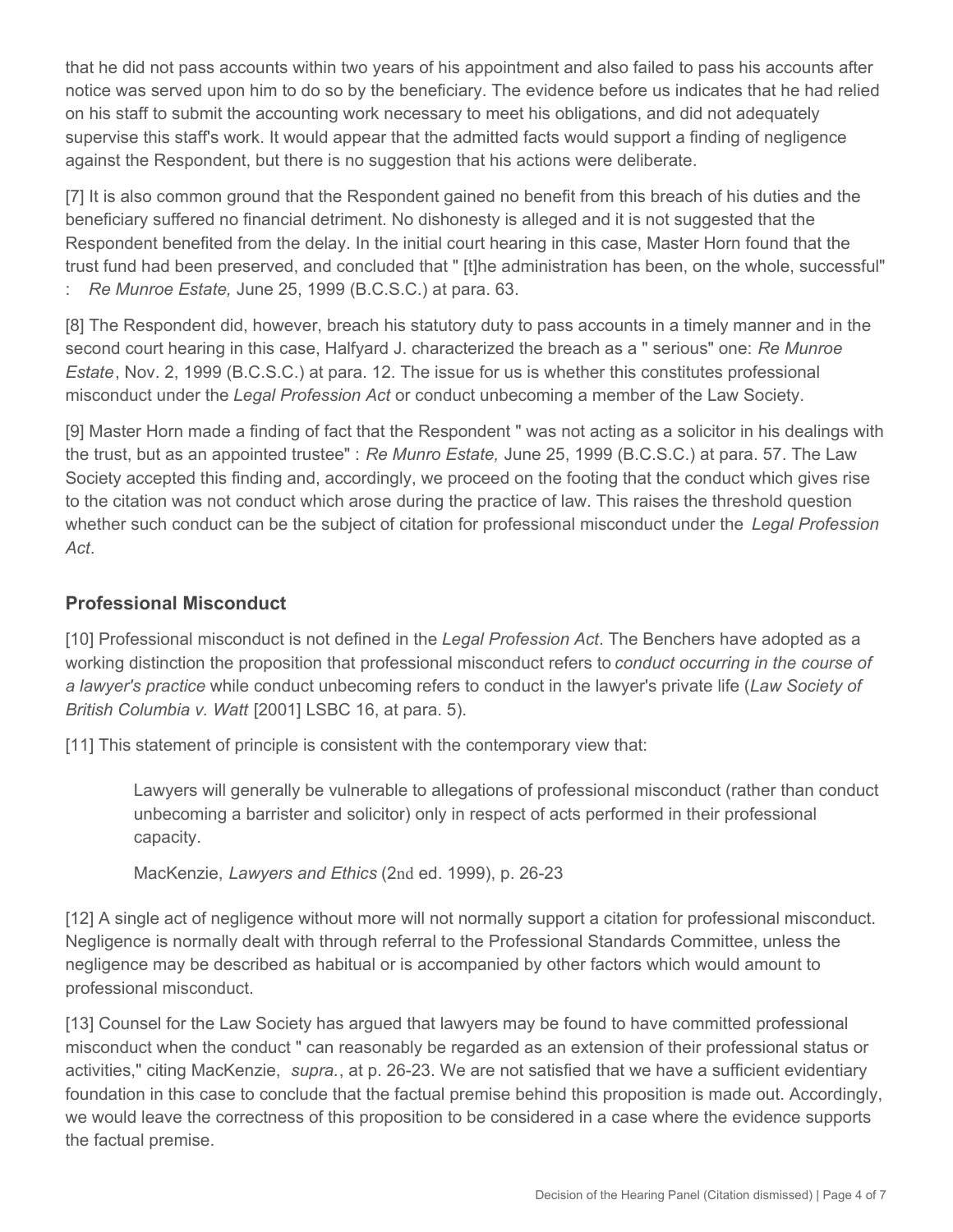that he did not pass accounts within two years of his appointment and also failed to pass his accounts after notice was served upon him to do so by the beneficiary. The evidence before us indicates that he had relied on his staff to submit the accounting work necessary to meet his obligations, and did not adequately supervise this staff's work. It would appear that the admitted facts would support a finding of negligence against the Respondent, but there is no suggestion that his actions were deliberate.

[7] It is also common ground that the Respondent gained no benefit from this breach of his duties and the beneficiary suffered no financial detriment. No dishonesty is alleged and it is not suggested that the Respondent benefited from the delay. In the initial court hearing in this case, Master Horn found that the trust fund had been preserved, and concluded that " [t]he administration has been, on the whole, successful" : *Re Munroe Estate,* June 25, 1999 (B.C.S.C.) at para. 63.

[8] The Respondent did, however, breach his statutory duty to pass accounts in a timely manner and in the second court hearing in this case, Halfyard J. characterized the breach as a " serious" one: *Re Munroe Estate*, Nov. 2, 1999 (B.C.S.C.) at para. 12. The issue for us is whether this constitutes professional misconduct under the *Legal Profession Act* or conduct unbecoming a member of the Law Society.

[9] Master Horn made a finding of fact that the Respondent " was not acting as a solicitor in his dealings with the trust, but as an appointed trustee" : *Re Munro Estate,* June 25, 1999 (B.C.S.C.) at para. 57. The Law Society accepted this finding and, accordingly, we proceed on the footing that the conduct which gives rise to the citation was not conduct which arose during the practice of law. This raises the threshold question whether such conduct can be the subject of citation for professional misconduct under the *Legal Profession Act*.

## Professional Misconduct

[10] Professional misconduct is not defined in the *Legal Profession Act*. The Benchers have adopted as a working distinction the proposition that professional misconduct refers to *conduct occurring in the course of a lawyer's practice* while conduct unbecoming refers to conduct in the lawyer's private life (*Law Society of British Columbia v. Watt* [2001] LSBC 16, at para. 5).

[11] This statement of principle is consistent with the contemporary view that:

> Lawyers will generally be vulnerable to allegations of professional misconduct (rather than conduct unbecoming a barrister and solicitor) only in respect of acts performed in their professional capacity.
>
> MacKenzie, *Lawyers and Ethics* (2nd ed. 1999), p. 26-23

[12] A single act of negligence without more will not normally support a citation for professional misconduct. Negligence is normally dealt with through referral to the Professional Standards Committee, unless the negligence may be described as habitual or is accompanied by other factors which would amount to professional misconduct.

[13] Counsel for the Law Society has argued that lawyers may be found to have committed professional misconduct when the conduct " can reasonably be regarded as an extension of their professional status or activities," citing MacKenzie, *supra.*, at p. 26-23. We are not satisfied that we have a sufficient evidentiary foundation in this case to conclude that the factual premise behind this proposition is made out. Accordingly, we would leave the correctness of this proposition to be considered in a case where the evidence supports the factual premise.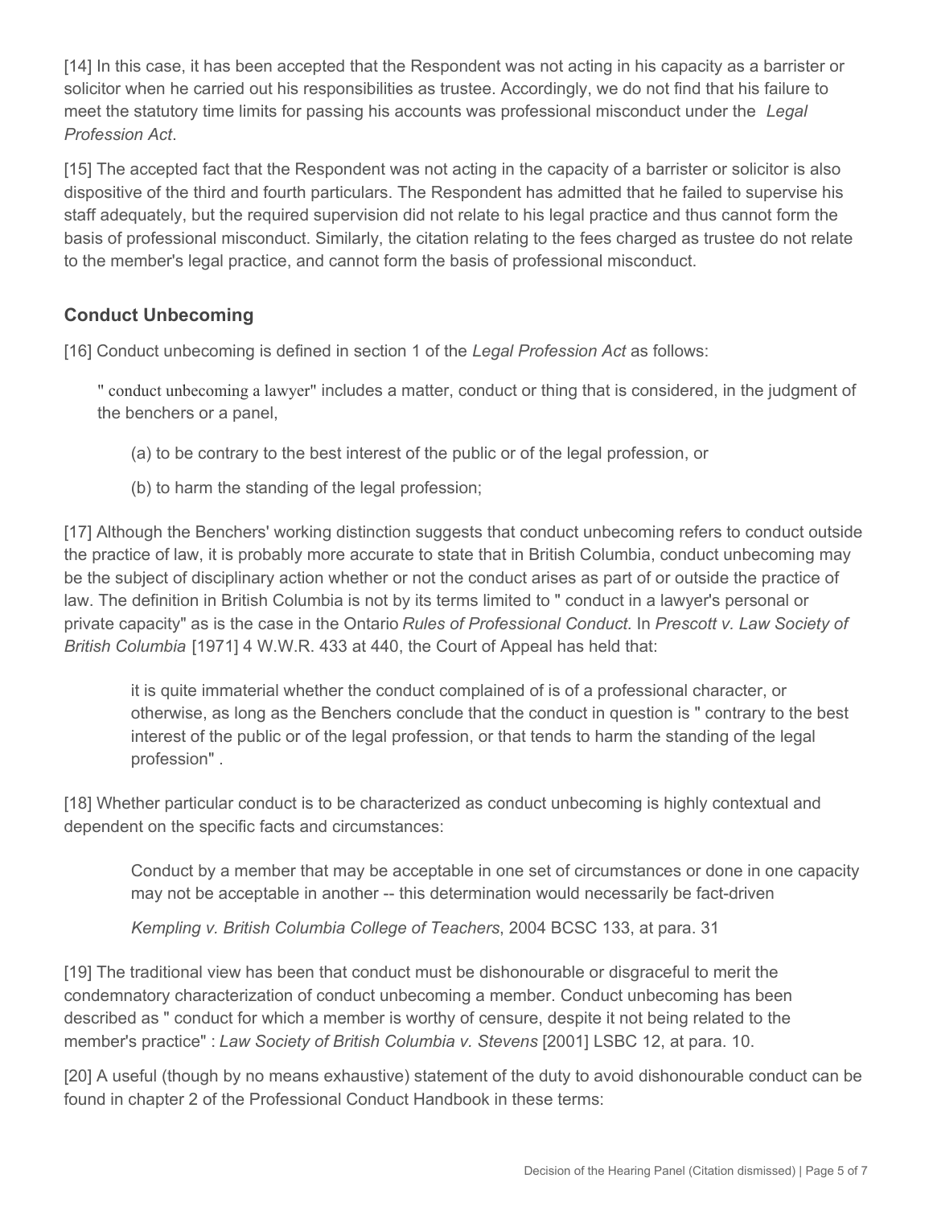[14] In this case, it has been accepted that the Respondent was not acting in his capacity as a barrister or solicitor when he carried out his responsibilities as trustee. Accordingly, we do not find that his failure to meet the statutory time limits for passing his accounts was professional misconduct under the *Legal Profession Act*.

[15] The accepted fact that the Respondent was not acting in the capacity of a barrister or solicitor is also dispositive of the third and fourth particulars. The Respondent has admitted that he failed to supervise his staff adequately, but the required supervision did not relate to his legal practice and thus cannot form the basis of professional misconduct. Similarly, the citation relating to the fees charged as trustee do not relate to the member's legal practice, and cannot form the basis of professional misconduct.

## Conduct Unbecoming

[16] Conduct unbecoming is defined in section 1 of the *Legal Profession Act* as follows:

> " conduct unbecoming a lawyer" includes a matter, conduct or thing that is considered, in the judgment of the benchers or a panel,
>
> (a) to be contrary to the best interest of the public or of the legal profession, or
>
> (b) to harm the standing of the legal profession;

[17] Although the Benchers' working distinction suggests that conduct unbecoming refers to conduct outside the practice of law, it is probably more accurate to state that in British Columbia, conduct unbecoming may be the subject of disciplinary action whether or not the conduct arises as part of or outside the practice of law. The definition in British Columbia is not by its terms limited to " conduct in a lawyer's personal or private capacity" as is the case in the Ontario *Rules of Professional Conduct.* In *Prescott v. Law Society of British Columbia* [1971] 4 W.W.R. 433 at 440, the Court of Appeal has held that:

> it is quite immaterial whether the conduct complained of is of a professional character, or otherwise, as long as the Benchers conclude that the conduct in question is " contrary to the best interest of the public or of the legal profession, or that tends to harm the standing of the legal profession" .

[18] Whether particular conduct is to be characterized as conduct unbecoming is highly contextual and dependent on the specific facts and circumstances:

> Conduct by a member that may be acceptable in one set of circumstances or done in one capacity may not be acceptable in another -- this determination would necessarily be fact-driven
>
> *Kempling v. British Columbia College of Teachers*, 2004 BCSC 133, at para. 31

[19] The traditional view has been that conduct must be dishonourable or disgraceful to merit the condemnatory characterization of conduct unbecoming a member. Conduct unbecoming has been described as " conduct for which a member is worthy of censure, despite it not being related to the member's practice" : *Law Society of British Columbia v. Stevens* [2001] LSBC 12, at para. 10.

[20] A useful (though by no means exhaustive) statement of the duty to avoid dishonourable conduct can be found in chapter 2 of the Professional Conduct Handbook in these terms: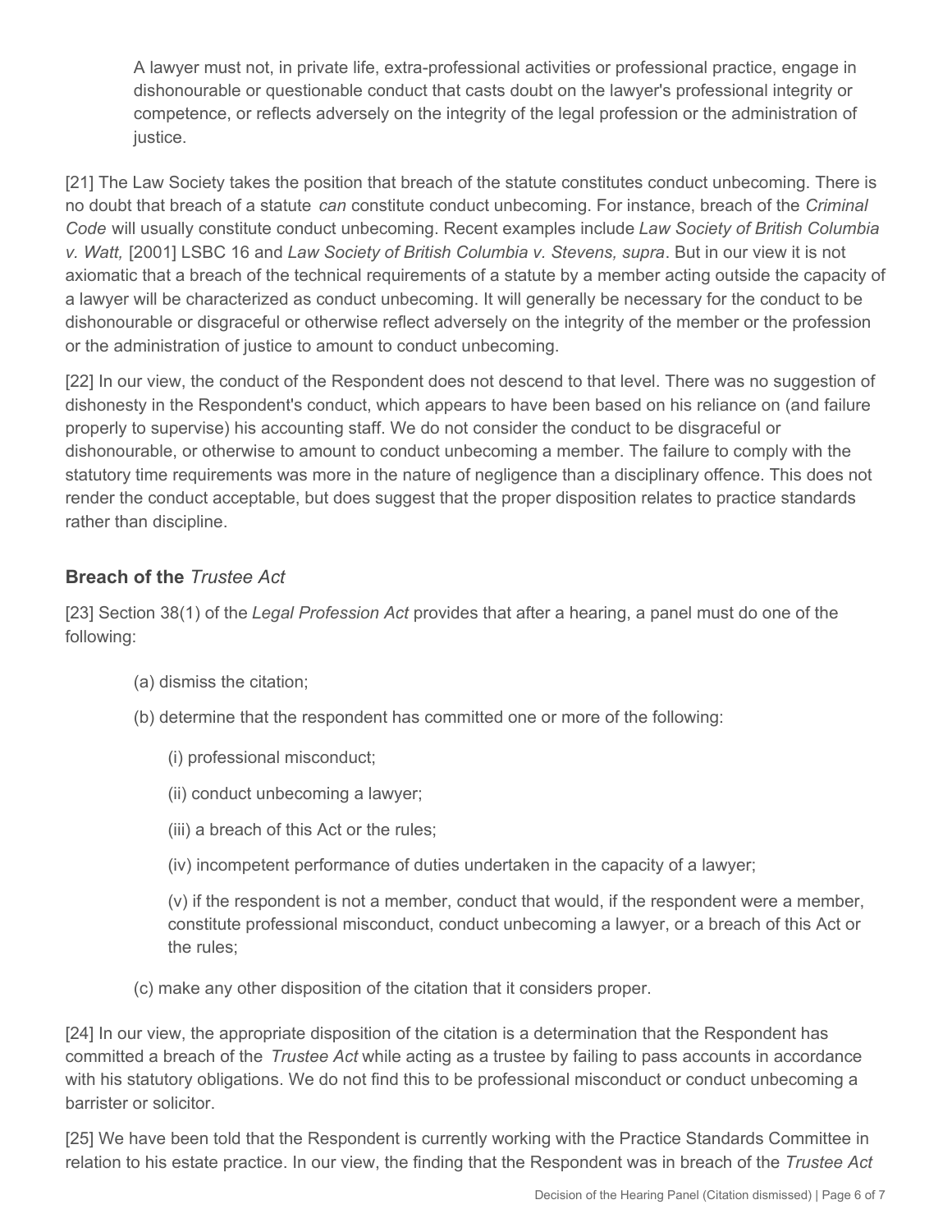> A lawyer must not, in private life, extra-professional activities or professional practice, engage in dishonourable or questionable conduct that casts doubt on the lawyer's professional integrity or competence, or reflects adversely on the integrity of the legal profession or the administration of justice.

[21] The Law Society takes the position that breach of the statute constitutes conduct unbecoming. There is no doubt that breach of a statute *can* constitute conduct unbecoming. For instance, breach of the *Criminal Code* will usually constitute conduct unbecoming. Recent examples include *Law Society of British Columbia v. Watt,* [2001] LSBC 16 and *Law Society of British Columbia v. Stevens, supra*. But in our view it is not axiomatic that a breach of the technical requirements of a statute by a member acting outside the capacity of a lawyer will be characterized as conduct unbecoming. It will generally be necessary for the conduct to be dishonourable or disgraceful or otherwise reflect adversely on the integrity of the member or the profession or the administration of justice to amount to conduct unbecoming.

[22] In our view, the conduct of the Respondent does not descend to that level. There was no suggestion of dishonesty in the Respondent's conduct, which appears to have been based on his reliance on (and failure properly to supervise) his accounting staff. We do not consider the conduct to be disgraceful or dishonourable, or otherwise to amount to conduct unbecoming a member. The failure to comply with the statutory time requirements was more in the nature of negligence than a disciplinary offence. This does not render the conduct acceptable, but does suggest that the proper disposition relates to practice standards rather than discipline.

## Breach of the *Trustee Act*

[23] Section 38(1) of the *Legal Profession Act* provides that after a hearing, a panel must do one of the following:

> (a) dismiss the citation;
>
> (b) determine that the respondent has committed one or more of the following:
>
> > (i) professional misconduct;
> >
> > (ii) conduct unbecoming a lawyer;
> >
> > (iii) a breach of this Act or the rules;
> >
> > (iv) incompetent performance of duties undertaken in the capacity of a lawyer;
> >
> > (v) if the respondent is not a member, conduct that would, if the respondent were a member, constitute professional misconduct, conduct unbecoming a lawyer, or a breach of this Act or the rules;
>
> (c) make any other disposition of the citation that it considers proper.

[24] In our view, the appropriate disposition of the citation is a determination that the Respondent has committed a breach of the *Trustee Act* while acting as a trustee by failing to pass accounts in accordance with his statutory obligations. We do not find this to be professional misconduct or conduct unbecoming a barrister or solicitor.

[25] We have been told that the Respondent is currently working with the Practice Standards Committee in relation to his estate practice. In our view, the finding that the Respondent was in breach of the *Trustee Act*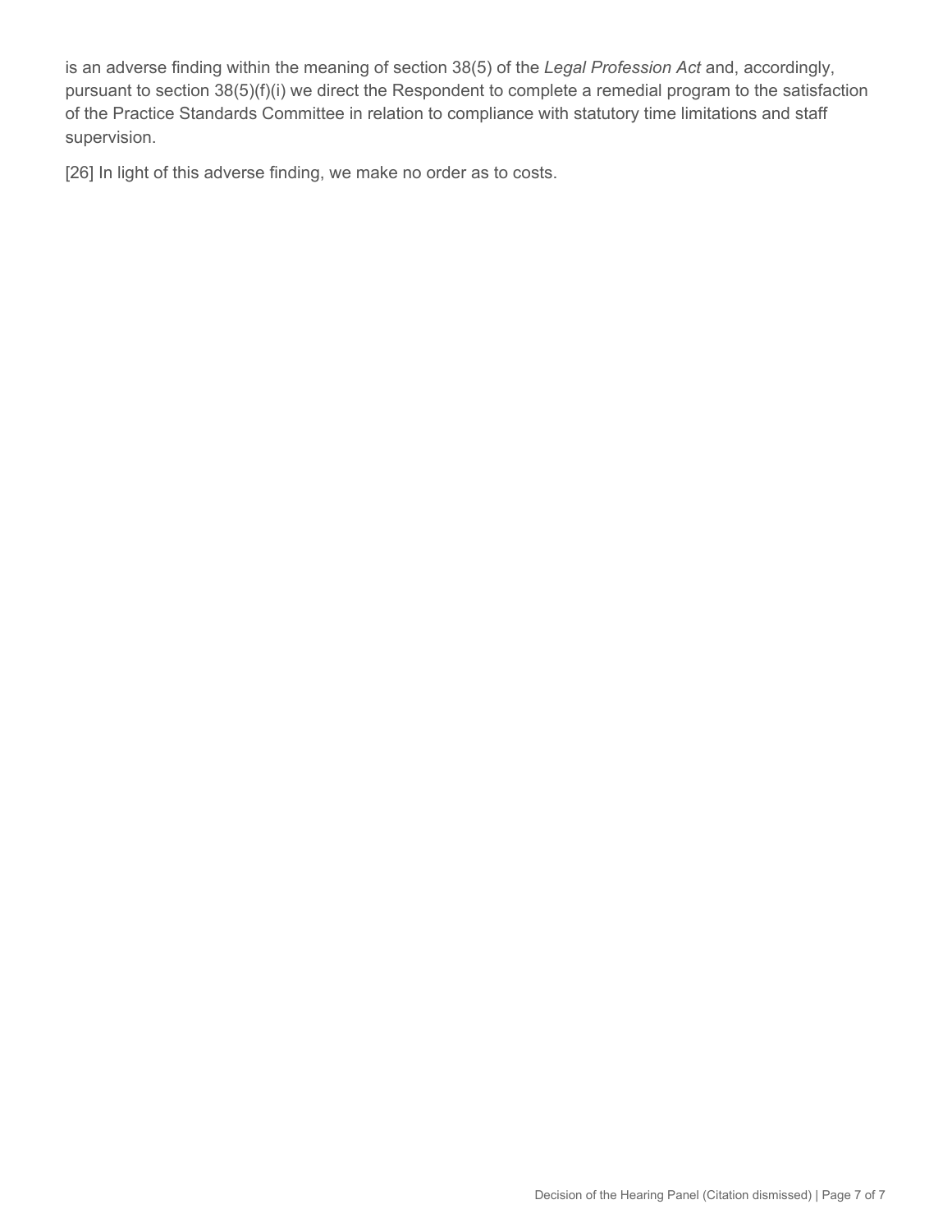is an adverse finding within the meaning of section 38(5) of the *Legal Profession Act* and, accordingly, pursuant to section 38(5)(f)(i) we direct the Respondent to complete a remedial program to the satisfaction of the Practice Standards Committee in relation to compliance with statutory time limitations and staff supervision.

[26] In light of this adverse finding, we make no order as to costs.